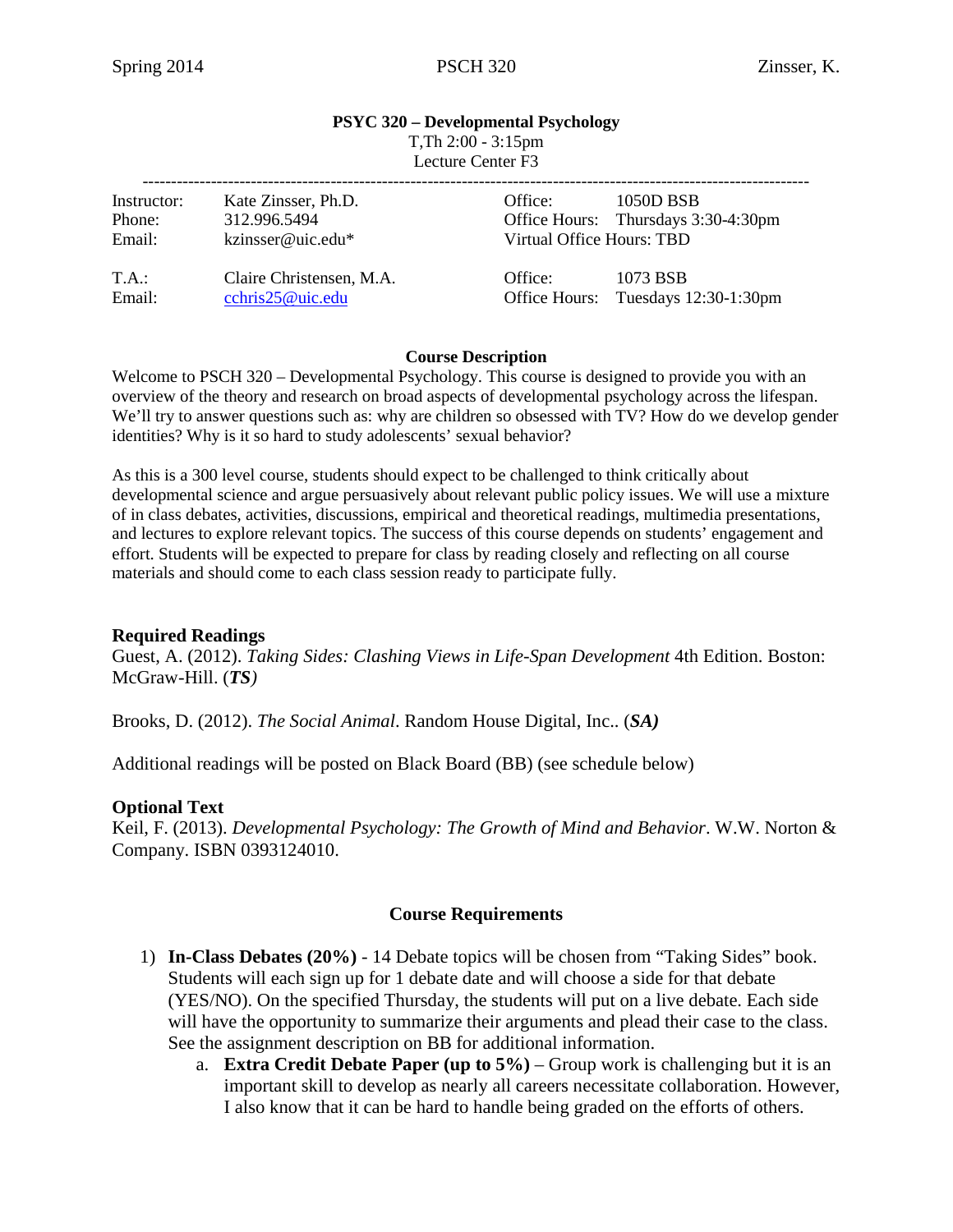# PSYC 320 – Developmental Psychology

T,Th 2:00 - 3:15pm
Lecture Center F3

---

| | | | |
|---|---|---|---|
| Instructor: | Kate Zinsser, Ph.D. | Office: | 1050D BSB |
| Phone: | 312.996.5494 | Office Hours: | Thursdays 3:30-4:30pm |
| Email: | kzinsser@uic.edu* | Virtual Office Hours: TBD | |
| T.A.: | Claire Christensen, M.A. | Office: | 1073 BSB |
| Email: | cchris25@uic.edu | Office Hours: | Tuesdays 12:30-1:30pm |

## Course Description

Welcome to PSCH 320 – Developmental Psychology. This course is designed to provide you with an overview of the theory and research on broad aspects of developmental psychology across the lifespan. We'll try to answer questions such as: why are children so obsessed with TV? How do we develop gender identities? Why is it so hard to study adolescents' sexual behavior?

As this is a 300 level course, students should expect to be challenged to think critically about developmental science and argue persuasively about relevant public policy issues. We will use a mixture of in class debates, activities, discussions, empirical and theoretical readings, multimedia presentations, and lectures to explore relevant topics. The success of this course depends on students' engagement and effort. Students will be expected to prepare for class by reading closely and reflecting on all course materials and should come to each class session ready to participate fully.

### Required Readings

Guest, A. (2012). *Taking Sides: Clashing Views in Life-Span Development* 4th Edition. Boston: McGraw-Hill. (***TS***)

Brooks, D. (2012). *The Social Animal*. Random House Digital, Inc.. (***SA)***

Additional readings will be posted on Black Board (BB) (see schedule below)

### Optional Text

Keil, F. (2013). *Developmental Psychology: The Growth of Mind and Behavior*. W.W. Norton & Company. ISBN 0393124010.

## Course Requirements

1) **In-Class Debates (20%)** - 14 Debate topics will be chosen from "Taking Sides" book. Students will each sign up for 1 debate date and will choose a side for that debate (YES/NO). On the specified Thursday, the students will put on a live debate. Each side will have the opportunity to summarize their arguments and plead their case to the class. See the assignment description on BB for additional information.
   a. **Extra Credit Debate Paper (up to 5%)** – Group work is challenging but it is an important skill to develop as nearly all careers necessitate collaboration. However, I also know that it can be hard to handle being graded on the efforts of others.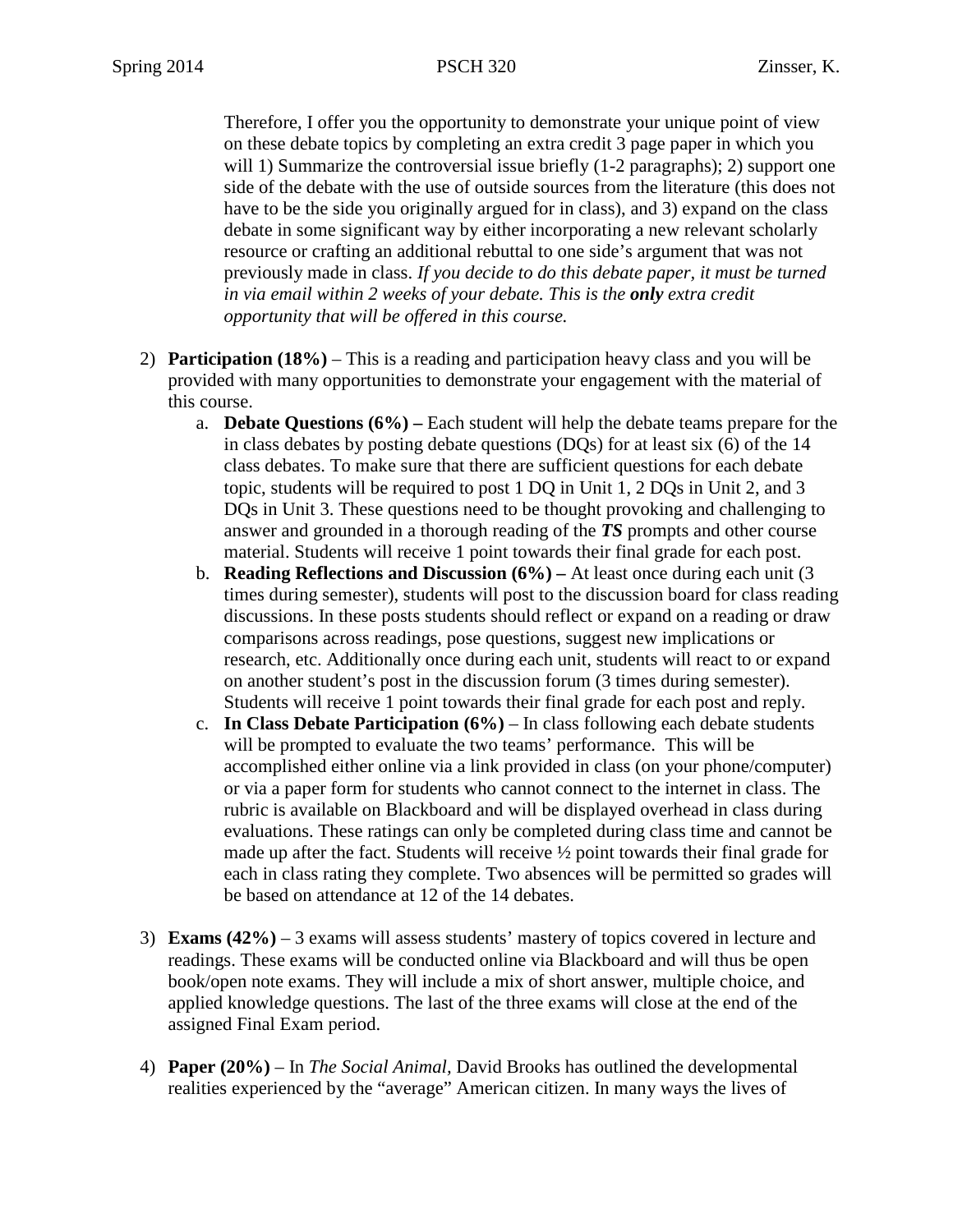Therefore, I offer you the opportunity to demonstrate your unique point of view on these debate topics by completing an extra credit 3 page paper in which you will 1) Summarize the controversial issue briefly (1-2 paragraphs); 2) support one side of the debate with the use of outside sources from the literature (this does not have to be the side you originally argued for in class), and 3) expand on the class debate in some significant way by either incorporating a new relevant scholarly resource or crafting an additional rebuttal to one side's argument that was not previously made in class. *If you decide to do this debate paper, it must be turned in via email within 2 weeks of your debate. This is the **only** extra credit opportunity that will be offered in this course.*

2) **Participation (18%)** – This is a reading and participation heavy class and you will be provided with many opportunities to demonstrate your engagement with the material of this course.
   a. **Debate Questions (6%) –** Each student will help the debate teams prepare for the in class debates by posting debate questions (DQs) for at least six (6) of the 14 class debates. To make sure that there are sufficient questions for each debate topic, students will be required to post 1 DQ in Unit 1, 2 DQs in Unit 2, and 3 DQs in Unit 3. These questions need to be thought provoking and challenging to answer and grounded in a thorough reading of the ***TS*** prompts and other course material. Students will receive 1 point towards their final grade for each post.
   b. **Reading Reflections and Discussion (6%) –** At least once during each unit (3 times during semester), students will post to the discussion board for class reading discussions. In these posts students should reflect or expand on a reading or draw comparisons across readings, pose questions, suggest new implications or research, etc. Additionally once during each unit, students will react to or expand on another student's post in the discussion forum (3 times during semester). Students will receive 1 point towards their final grade for each post and reply.
   c. **In Class Debate Participation (6%)** – In class following each debate students will be prompted to evaluate the two teams' performance. This will be accomplished either online via a link provided in class (on your phone/computer) or via a paper form for students who cannot connect to the internet in class. The rubric is available on Blackboard and will be displayed overhead in class during evaluations. These ratings can only be completed during class time and cannot be made up after the fact. Students will receive ½ point towards their final grade for each in class rating they complete. Two absences will be permitted so grades will be based on attendance at 12 of the 14 debates.

3) **Exams (42%)** – 3 exams will assess students' mastery of topics covered in lecture and readings. These exams will be conducted online via Blackboard and will thus be open book/open note exams. They will include a mix of short answer, multiple choice, and applied knowledge questions. The last of the three exams will close at the end of the assigned Final Exam period.

4) **Paper (20%)** – In *The Social Animal*, David Brooks has outlined the developmental realities experienced by the "average" American citizen. In many ways the lives of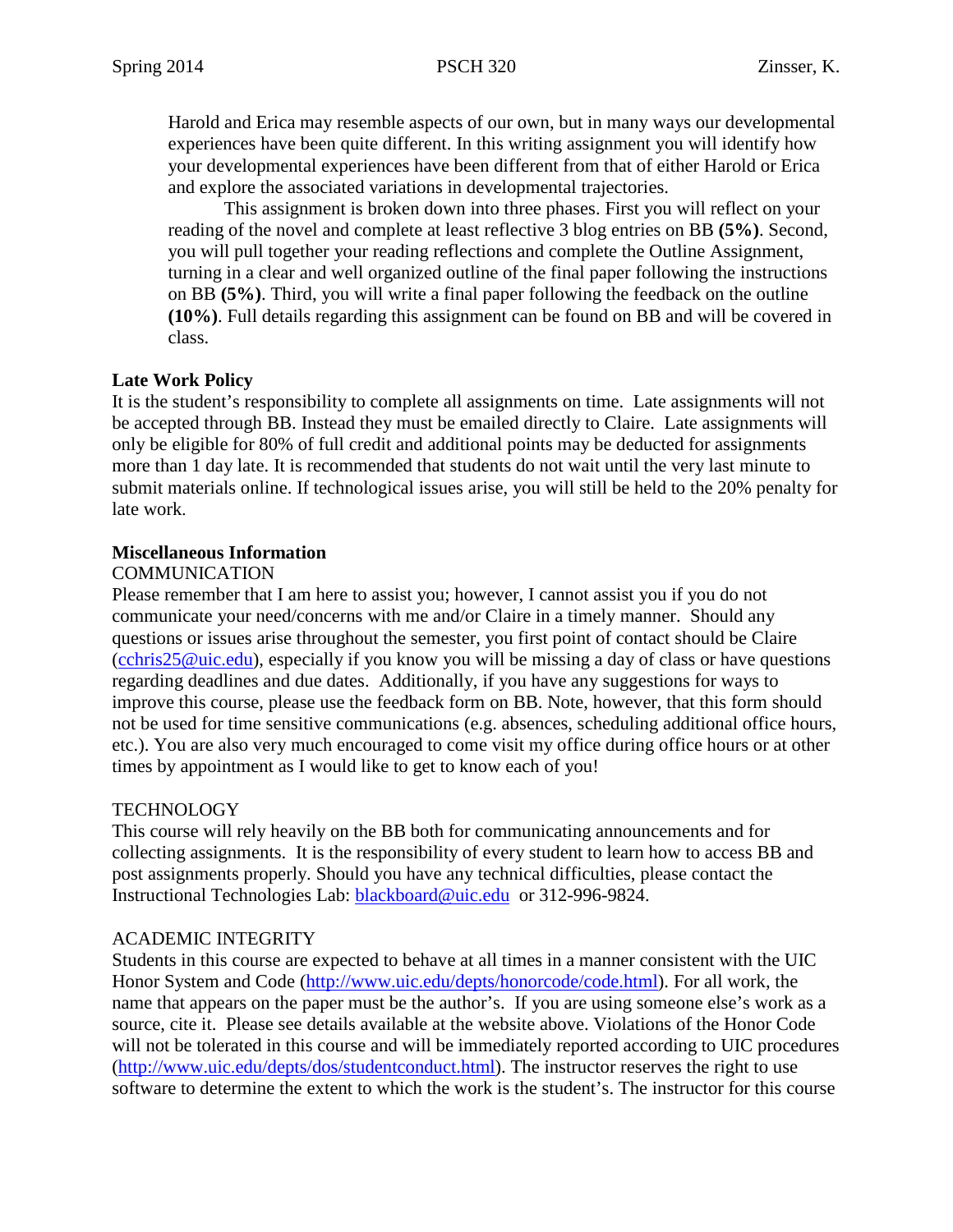Harold and Erica may resemble aspects of our own, but in many ways our developmental experiences have been quite different. In this writing assignment you will identify how your developmental experiences have been different from that of either Harold or Erica and explore the associated variations in developmental trajectories.

This assignment is broken down into three phases. First you will reflect on your reading of the novel and complete at least reflective 3 blog entries on BB **(5%)**. Second, you will pull together your reading reflections and complete the Outline Assignment, turning in a clear and well organized outline of the final paper following the instructions on BB **(5%)**. Third, you will write a final paper following the feedback on the outline **(10%)**. Full details regarding this assignment can be found on BB and will be covered in class.

**Late Work Policy**

It is the student's responsibility to complete all assignments on time. Late assignments will not be accepted through BB. Instead they must be emailed directly to Claire. Late assignments will only be eligible for 80% of full credit and additional points may be deducted for assignments more than 1 day late. It is recommended that students do not wait until the very last minute to submit materials online. If technological issues arise, you will still be held to the 20% penalty for late work.

**Miscellaneous Information**

COMMUNICATION

Please remember that I am here to assist you; however, I cannot assist you if you do not communicate your need/concerns with me and/or Claire in a timely manner. Should any questions or issues arise throughout the semester, you first point of contact should be Claire (cchris25@uic.edu), especially if you know you will be missing a day of class or have questions regarding deadlines and due dates. Additionally, if you have any suggestions for ways to improve this course, please use the feedback form on BB. Note, however, that this form should not be used for time sensitive communications (e.g. absences, scheduling additional office hours, etc.). You are also very much encouraged to come visit my office during office hours or at other times by appointment as I would like to get to know each of you!

TECHNOLOGY

This course will rely heavily on the BB both for communicating announcements and for collecting assignments. It is the responsibility of every student to learn how to access BB and post assignments properly. Should you have any technical difficulties, please contact the Instructional Technologies Lab: blackboard@uic.edu or 312-996-9824.

ACADEMIC INTEGRITY

Students in this course are expected to behave at all times in a manner consistent with the UIC Honor System and Code (http://www.uic.edu/depts/honorcode/code.html). For all work, the name that appears on the paper must be the author's. If you are using someone else's work as a source, cite it. Please see details available at the website above. Violations of the Honor Code will not be tolerated in this course and will be immediately reported according to UIC procedures (http://www.uic.edu/depts/dos/studentconduct.html). The instructor reserves the right to use software to determine the extent to which the work is the student's. The instructor for this course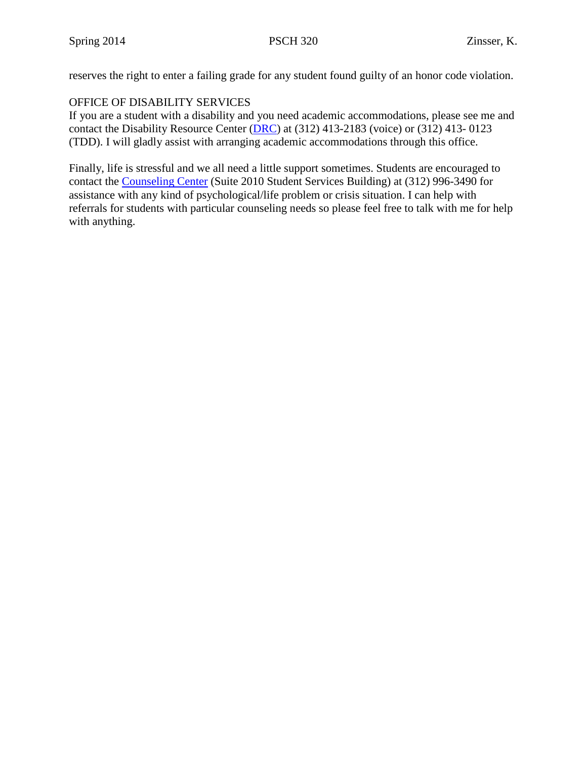reserves the right to enter a failing grade for any student found guilty of an honor code violation.

OFFICE OF DISABILITY SERVICES

If you are a student with a disability and you need academic accommodations, please see me and contact the Disability Resource Center (DRC) at (312) 413-2183 (voice) or (312) 413- 0123 (TDD). I will gladly assist with arranging academic accommodations through this office.

Finally, life is stressful and we all need a little support sometimes. Students are encouraged to contact the Counseling Center (Suite 2010 Student Services Building) at (312) 996-3490 for assistance with any kind of psychological/life problem or crisis situation. I can help with referrals for students with particular counseling needs so please feel free to talk with me for help with anything.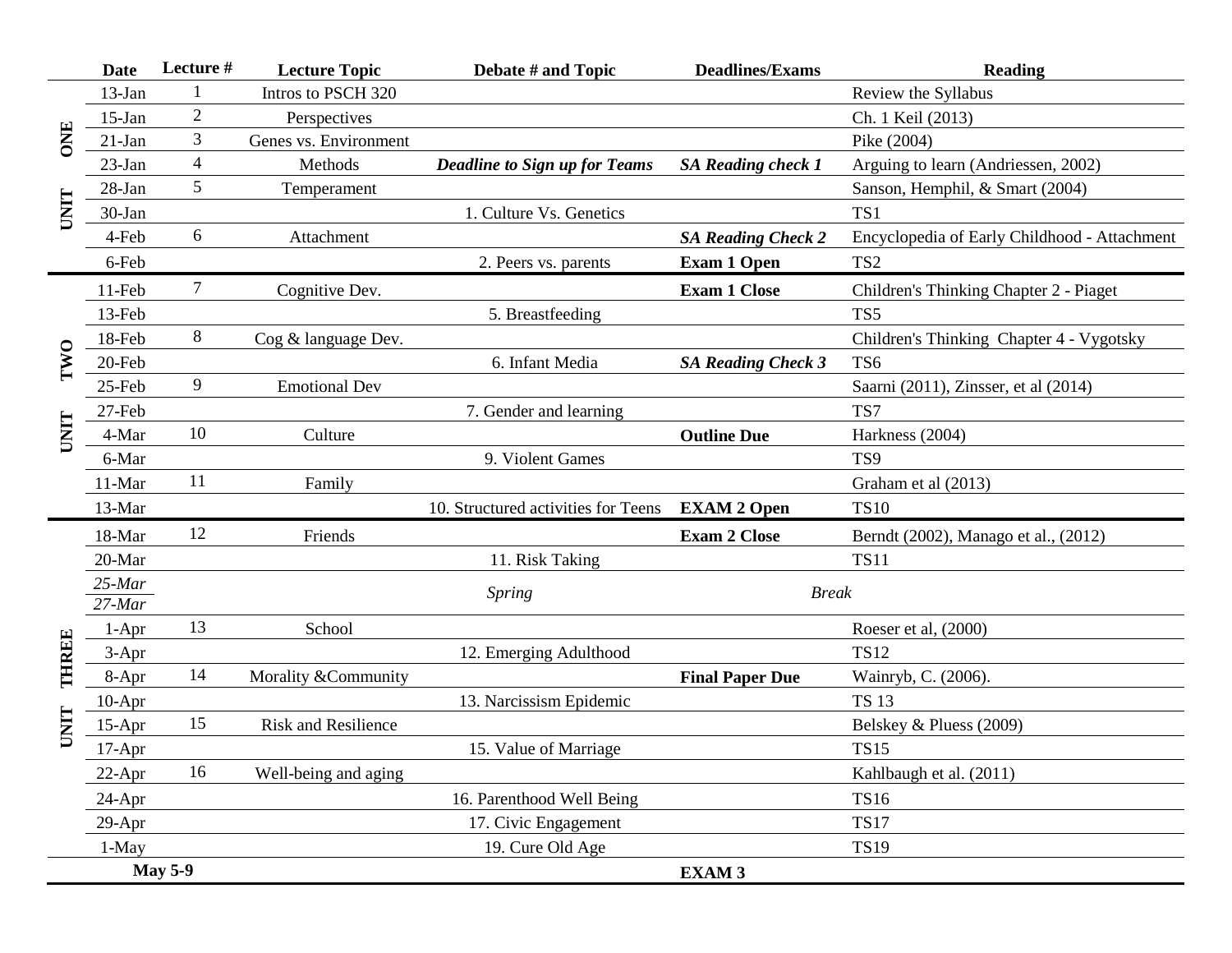| | Date | Lecture # | Lecture Topic | Debate # and Topic | Deadlines/Exams | Reading |
|---|---|---|---|---|---|---|
| **UNIT ONE** | 13-Jan | 1 | Intros to PSCH 320 | | | Review the Syllabus |
| | 15-Jan | 2 | Perspectives | | | Ch. 1 Keil (2013) |
| | 21-Jan | 3 | Genes vs. Environment | | | Pike (2004) |
| | 23-Jan | 4 | Methods | ***Deadline to Sign up for Teams*** | ***SA Reading check 1*** | Arguing to learn (Andriessen, 2002) |
| | 28-Jan | 5 | Temperament | | | Sanson, Hemphil, & Smart (2004) |
| | 30-Jan | | | 1. Culture Vs. Genetics | | TS1 |
| | 4-Feb | 6 | Attachment | | ***SA Reading Check 2*** | Encyclopedia of Early Childhood - Attachment |
| | 6-Feb | | | 2. Peers vs. parents | **Exam 1 Open** | TS2 |
| **UNIT TWO** | 11-Feb | 7 | Cognitive Dev. | | **Exam 1 Close** | Children's Thinking Chapter 2 - Piaget |
| | 13-Feb | | | 5. Breastfeeding | | TS5 |
| | 18-Feb | 8 | Cog & language Dev. | | | Children's Thinking Chapter 4 - Vygotsky |
| | 20-Feb | | | 6. Infant Media | ***SA Reading Check 3*** | TS6 |
| | 25-Feb | 9 | Emotional Dev | | | Saarni (2011), Zinsser, et al (2014) |
| | 27-Feb | | | 7. Gender and learning | | TS7 |
| | 4-Mar | 10 | Culture | | **Outline Due** | Harkness (2004) |
| | 6-Mar | | | 9. Violent Games | | TS9 |
| | 11-Mar | 11 | Family | | | Graham et al (2013) |
| | 13-Mar | | | 10. Structured activities for Teens | **EXAM 2 Open** | TS10 |
| **UNIT THREE** | 18-Mar | 12 | Friends | | **Exam 2 Close** | Berndt (2002), Manago et al., (2012) |
| | 20-Mar | | | 11. Risk Taking | | TS11 |
| | *25-Mar* *27-Mar* | | | *Spring* | *Break* | |
| | 1-Apr | 13 | School | | | Roeser et al, (2000) |
| | 3-Apr | | | 12. Emerging Adulthood | | TS12 |
| | 8-Apr | 14 | Morality &Community | | **Final Paper Due** | Wainryb, C. (2006). |
| | 10-Apr | | | 13. Narcissism Epidemic | | TS 13 |
| | 15-Apr | 15 | Risk and Resilience | | | Belskey & Pluess (2009) |
| | 17-Apr | | | 15. Value of Marriage | | TS15 |
| | 22-Apr | 16 | Well-being and aging | | | Kahlbaugh et al. (2011) |
| | 24-Apr | | | 16. Parenthood Well Being | | TS16 |
| | 29-Apr | | | 17. Civic Engagement | | TS17 |
| | 1-May | | | 19. Cure Old Age | | TS19 |
| | **May 5-9** | | | | **EXAM 3** | |